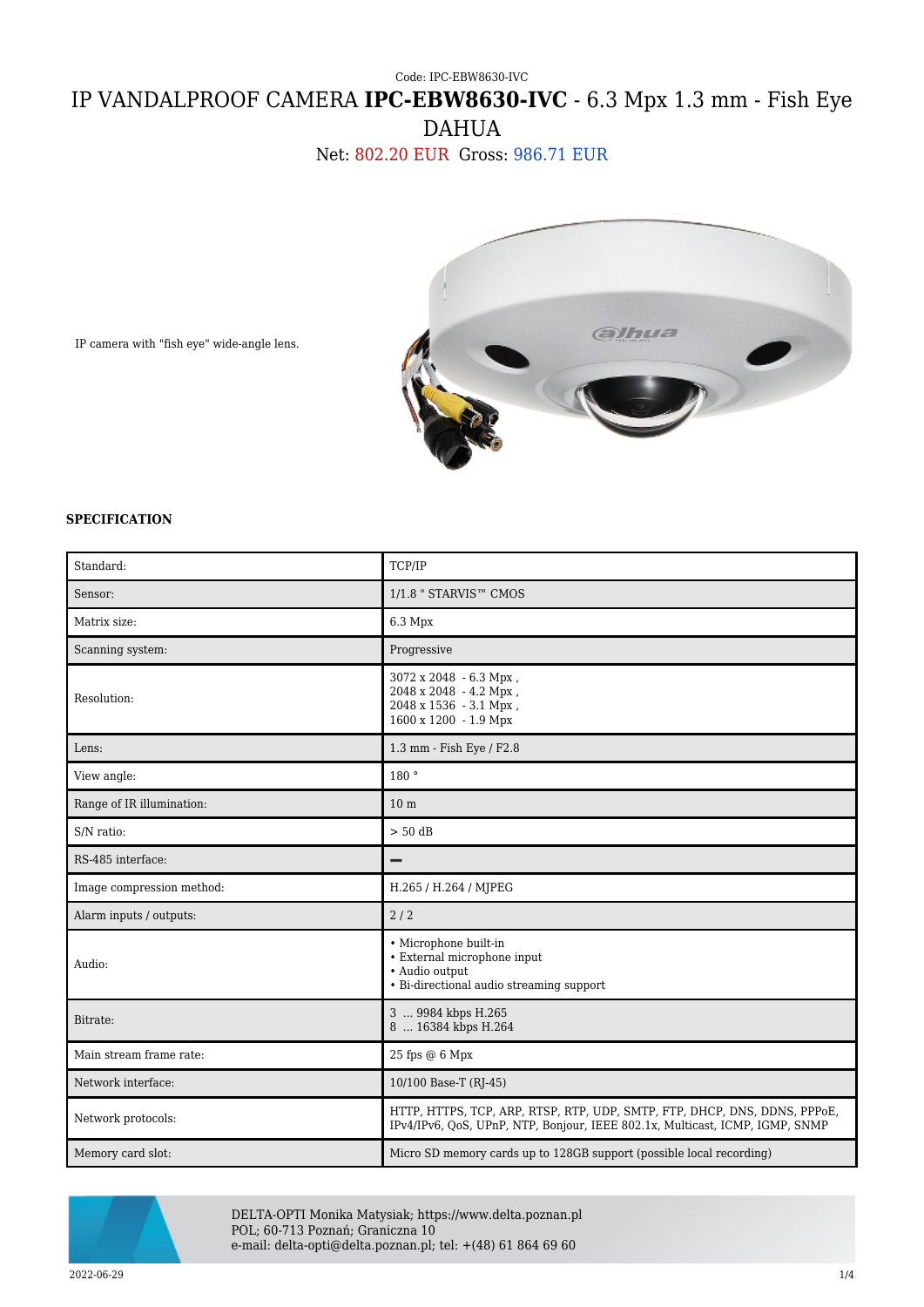Code: IPC-EBW8630-IVC

# IP VANDALPROOF CAMERA **IPC-EBW8630-IVC** - 6.3 Mpx 1.3 mm - Fish Eye DAHUA

Net: 802.20 EUR Gross: 986.71 EUR

IP camera with "fish eye" wide-angle lens.

### SPECIFICATION

| | |
|---|---|
| Standard: | TCP/IP |
| Sensor: | 1/1.8 " STARVIS™ CMOS |
| Matrix size: | 6.3 Mpx |
| Scanning system: | Progressive |
| Resolution: | 3072 x 2048 - 6.3 Mpx ,<br>2048 x 2048 - 4.2 Mpx ,<br>2048 x 1536 - 3.1 Mpx ,<br>1600 x 1200 - 1.9 Mpx |
| Lens: | 1.3 mm - Fish Eye / F2.8 |
| View angle: | 180 ° |
| Range of IR illumination: | 10 m |
| S/N ratio: | > 50 dB |
| RS-485 interface: | – |
| Image compression method: | H.265 / H.264 / MJPEG |
| Alarm inputs / outputs: | 2 / 2 |
| Audio: | • Microphone built-in<br>• External microphone input<br>• Audio output<br>• Bi-directional audio streaming support |
| Bitrate: | 3 ... 9984 kbps H.265<br>8 ... 16384 kbps H.264 |
| Main stream frame rate: | 25 fps @ 6 Mpx |
| Network interface: | 10/100 Base-T (RJ-45) |
| Network protocols: | HTTP, HTTPS, TCP, ARP, RTSP, RTP, UDP, SMTP, FTP, DHCP, DNS, DDNS, PPPoE, IPv4/IPv6, QoS, UPnP, NTP, Bonjour, IEEE 802.1x, Multicast, ICMP, IGMP, SNMP |
| Memory card slot: | Micro SD memory cards up to 128GB support (possible local recording) |

DELTA-OPTI Monika Matysiak; https://www.delta.poznan.pl
POL; 60-713 Poznań; Graniczna 10
e-mail: delta-opti@delta.poznan.pl; tel: +(48) 61 864 69 60

2022-06-29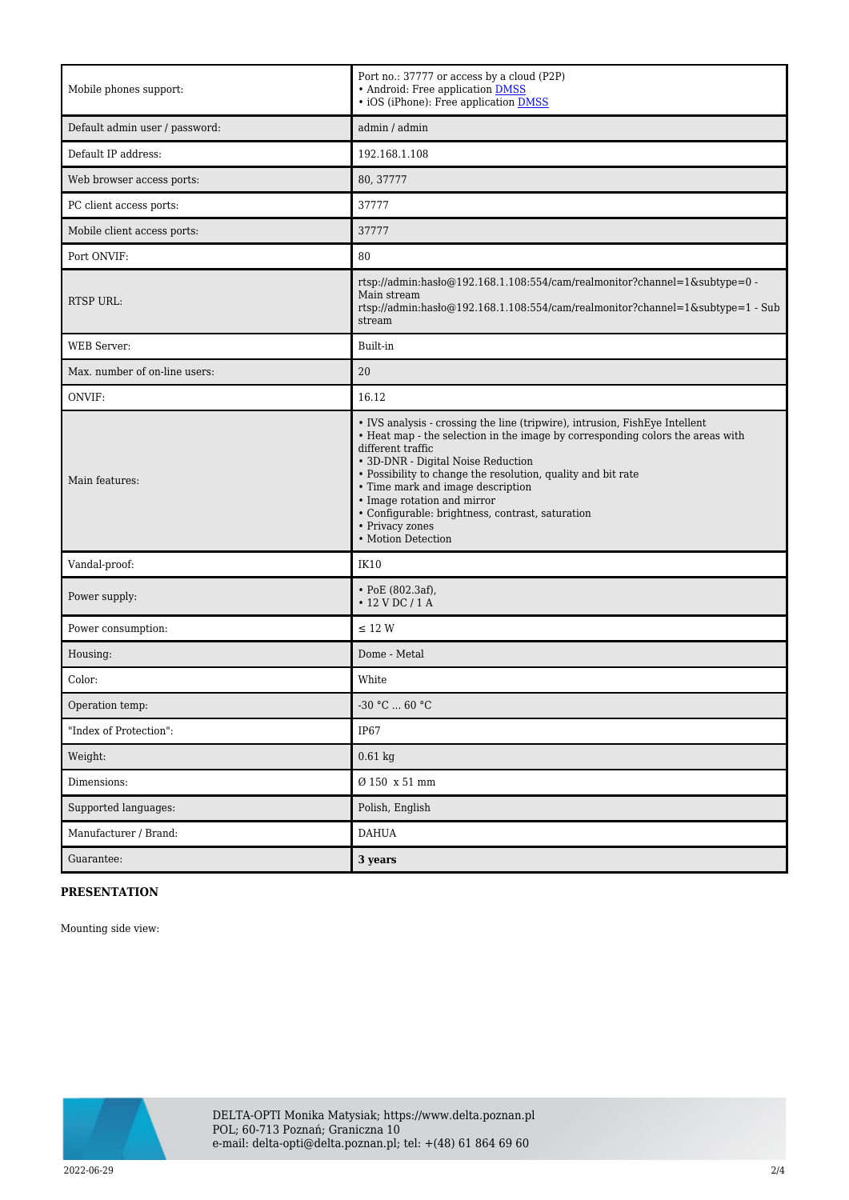| | |
|---|---|
| Mobile phones support: | Port no.: 37777 or access by a cloud (P2P)<br>• Android: Free application DMSS<br>• iOS (iPhone): Free application DMSS |
| Default admin user / password: | admin / admin |
| Default IP address: | 192.168.1.108 |
| Web browser access ports: | 80, 37777 |
| PC client access ports: | 37777 |
| Mobile client access ports: | 37777 |
| Port ONVIF: | 80 |
| RTSP URL: | rtsp://admin:hasło@192.168.1.108:554/cam/realmonitor?channel=1&subtype=0 - Main stream<br>rtsp://admin:hasło@192.168.1.108:554/cam/realmonitor?channel=1&subtype=1 - Sub stream |
| WEB Server: | Built-in |
| Max. number of on-line users: | 20 |
| ONVIF: | 16.12 |
| Main features: | • IVS analysis - crossing the line (tripwire), intrusion, FishEye Intellent<br>• Heat map - the selection in the image by corresponding colors the areas with different traffic<br>• 3D-DNR - Digital Noise Reduction<br>• Possibility to change the resolution, quality and bit rate<br>• Time mark and image description<br>• Image rotation and mirror<br>• Configurable: brightness, contrast, saturation<br>• Privacy zones<br>• Motion Detection |
| Vandal-proof: | IK10 |
| Power supply: | • PoE (802.3af),<br>• 12 V DC / 1 A |
| Power consumption: | ≤ 12 W |
| Housing: | Dome - Metal |
| Color: | White |
| Operation temp: | -30 °C ... 60 °C |
| "Index of Protection": | IP67 |
| Weight: | 0.61 kg |
| Dimensions: | Ø 150 x 51 mm |
| Supported languages: | Polish, English |
| Manufacturer / Brand: | DAHUA |
| Guarantee: | **3 years** |

**PRESENTATION**

Mounting side view: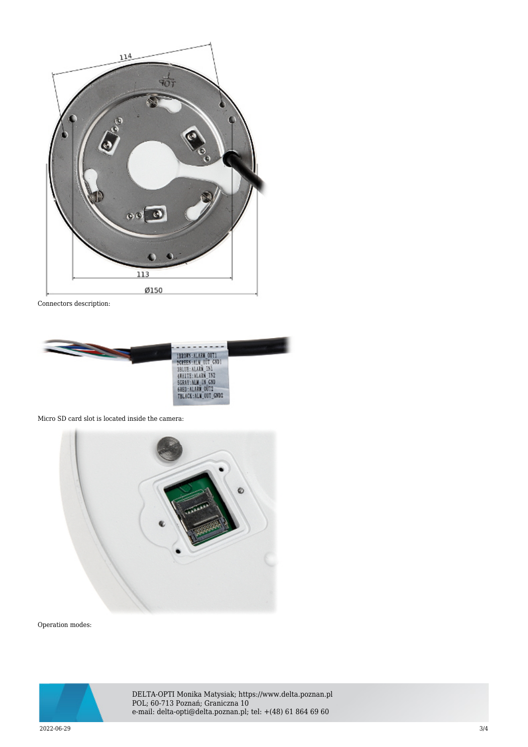Connectors description:

Micro SD card slot is located inside the camera:

Operation modes: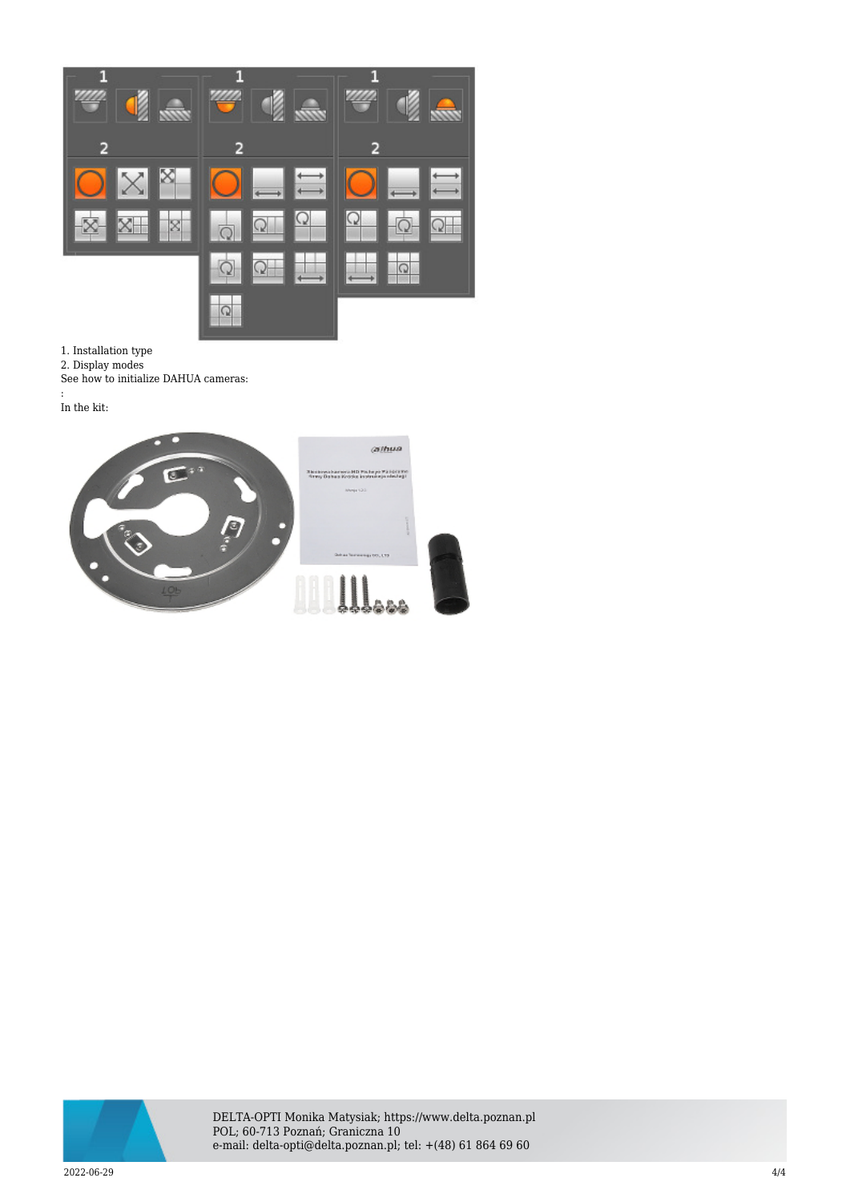1. Installation type
2. Display modes

See how to initialize DAHUA cameras:

:

In the kit: